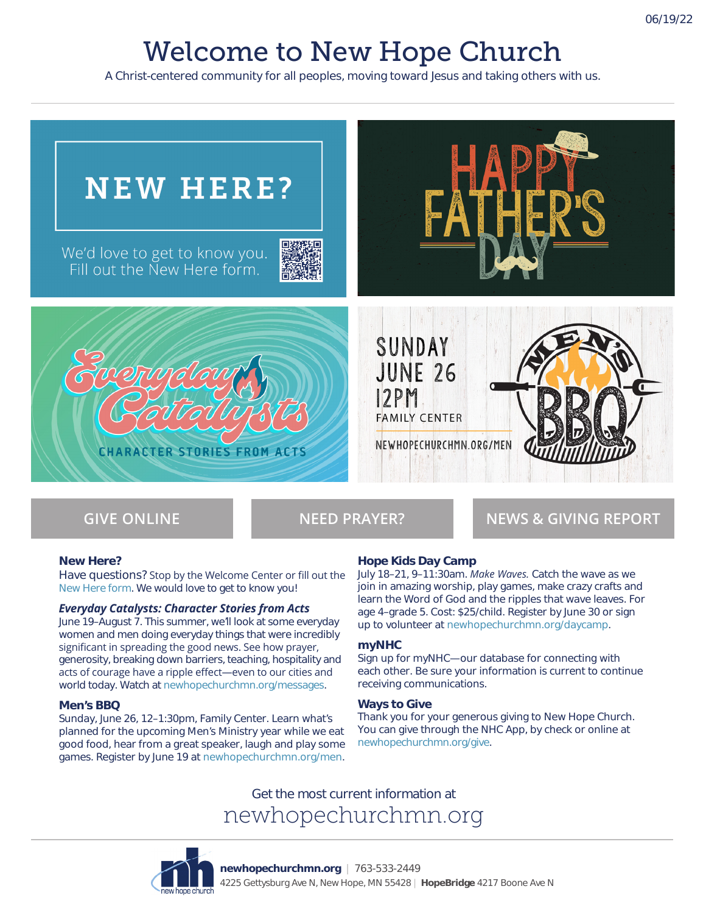06/19/22

# Welcome to New Hope Church

A Christ-centered community for all peoples, moving toward Jesus and taking others with us.

**NEW HERE?**

We'd love to get to know you. Fill out the New Here form.

**HAPPY FATHER'S DAY**

**Everyday Catalysts**

CHARACTER STORIES FROM ACTS

SUNDAY JUNE 26 12PM

FAMILY CENTER

NEWHOPECHURCHMN.ORG/MEN

**MEN'S BBQ**

GIVE ONLINE | NEED PRAYER? | NEWS & GIVING REPORT

### New Here?

Have questions? Stop by the Welcome Center or fill out the New Here form. We would love to get to know you!

### *Everyday Catalysts: Character Stories from Acts*

June 19–August 7. This summer, we'll look at some everyday women and men doing everyday things that were incredibly significant in spreading the good news. See how prayer, generosity, breaking down barriers, teaching, hospitality and acts of courage have a ripple effect—even to our cities and world today. Watch at newhopechurchmn.org/messages.

### Men's BBQ

Sunday, June 26, 12–1:30pm, Family Center. Learn what's planned for the upcoming Men's Ministry year while we eat good food, hear from a great speaker, laugh and play some games. Register by June 19 at newhopechurchmn.org/men.

### Hope Kids Day Camp

July 18–21, 9–11:30am. *Make Waves.* Catch the wave as we join in amazing worship, play games, make crazy crafts and learn the Word of God and the ripples that wave leaves. For age 4–grade 5. Cost: $25/child. Register by June 30 or sign up to volunteer at newhopechurchmn.org/daycamp.

### myNHC

Sign up for myNHC—our database for connecting with each other. Be sure your information is current to continue receiving communications.

### Ways to Give

Thank you for your generous giving to New Hope Church. You can give through the NHC App, by check or online at newhopechurchmn.org/give.

Get the most current information at

newhopechurchmn.org

new hope church

**newhopechurchmn.org** | 763-533-2449

4225 Gettysburg Ave N, New Hope, MN 55428 | **HopeBridge** 4217 Boone Ave N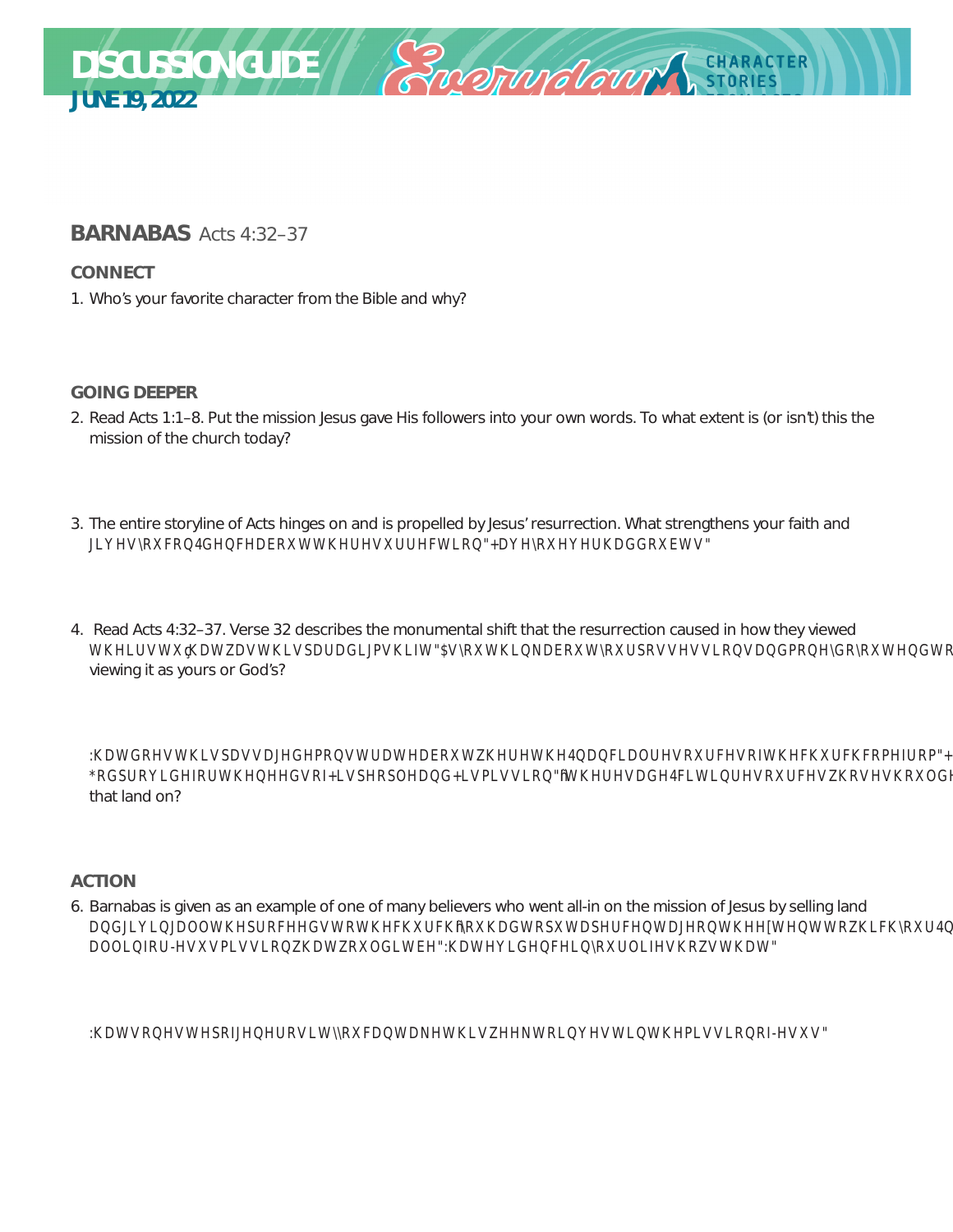# DISCUSSION GUIDE
JUNE 19, 2022

## BARNABAS Acts 4:32–37

### CONNECT

1. Who's your favorite character from the Bible and why?

### GOING DEEPER

2. Read Acts 1:1–8. Put the mission Jesus gave His followers into your own words. To what extent is (or isn't) this the mission of the church today?

3. The entire storyline of Acts hinges on and is propelled by Jesus' resurrection. What strengthens your faith and gives you confidence about the resurrection? Have you ever had doubts?

4. Read Acts 4:32–37. Verse 32 describes the monumental shift that the resurrection caused in how they viewed their stuff. What was this paradigm shift? As you think about your possessions and money, do you tend to viewing it as yours or God's?

What does this passage demonstrate about where the financial resources of the church come from? H God provide for the needs of His people and His mission? If there's a deficit in resources, whose should h that land on?

### ACTION

6. Barnabas is given as an example of one of many believers who went all-in on the mission of Jesus by selling land and giving all the proceeds to the church. If you had to put a percentage on the extent to which your fin all-in for Jesus' mission, what would it be? What evidence in your life shows that?

What one step of generosity can you take this week to invest in the mission of Jesus?